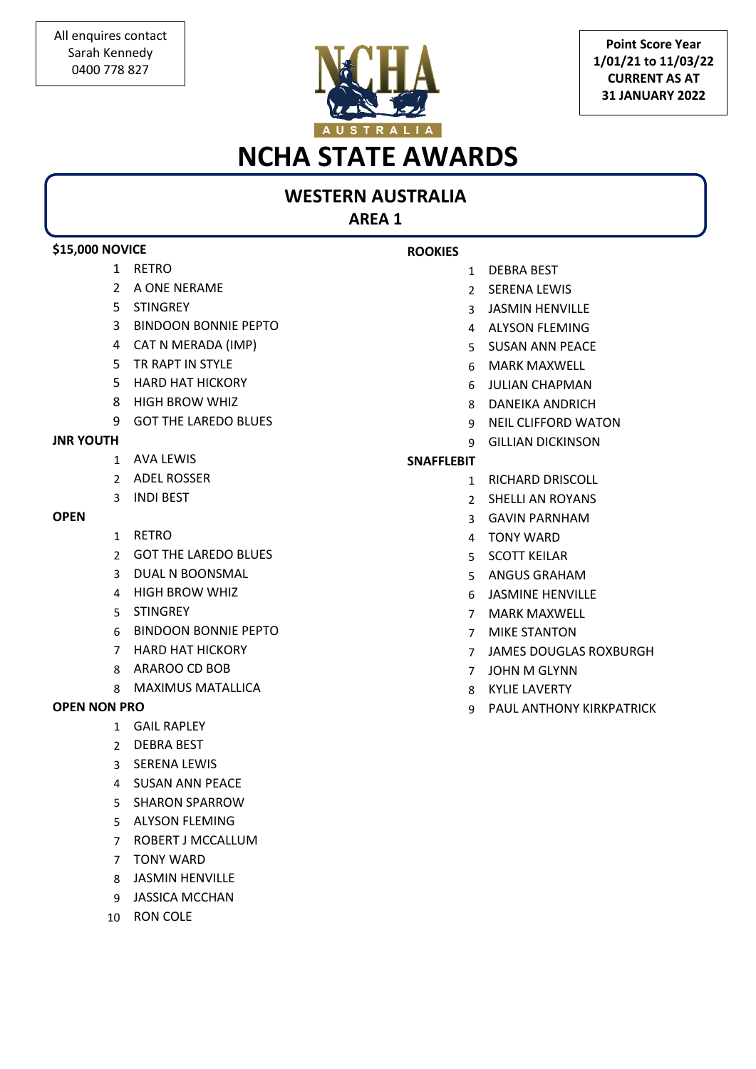All enquires contact
Sarah Kennedy
0400 778 827

**Point Score Year**
**1/01/21 to 11/03/22**
**CURRENT AS AT**
**31 JANUARY 2022**

NCHA AUSTRALIA

# NCHA STATE AWARDS

## WESTERN AUSTRALIA
## AREA 1

### $15,000 NOVICE

| | |
|---|---|
| 1 | RETRO |
| 2 | A ONE NERAME |
| 5 | STINGREY |
| 3 | BINDOON BONNIE PEPTO |
| 4 | CAT N MERADA (IMP) |
| 5 | TR RAPT IN STYLE |
| 5 | HARD HAT HICKORY |
| 8 | HIGH BROW WHIZ |
| 9 | GOT THE LAREDO BLUES |

### JNR YOUTH

| | |
|---|---|
| 1 | AVA LEWIS |
| 2 | ADEL ROSSER |
| 3 | INDI BEST |

### OPEN

| | |
|---|---|
| 1 | RETRO |
| 2 | GOT THE LAREDO BLUES |
| 3 | DUAL N BOONSMAL |
| 4 | HIGH BROW WHIZ |
| 5 | STINGREY |
| 6 | BINDOON BONNIE PEPTO |
| 7 | HARD HAT HICKORY |
| 8 | ARAROO CD BOB |
| 8 | MAXIMUS MATALLICA |

### OPEN NON PRO

| | |
|---|---|
| 1 | GAIL RAPLEY |
| 2 | DEBRA BEST |
| 3 | SERENA LEWIS |
| 4 | SUSAN ANN PEACE |
| 5 | SHARON SPARROW |
| 5 | ALYSON FLEMING |
| 7 | ROBERT J MCCALLUM |
| 7 | TONY WARD |
| 8 | JASMIN HENVILLE |
| 9 | JASSICA MCCHAN |
| 10 | RON COLE |

### ROOKIES

| | |
|---|---|
| 1 | DEBRA BEST |
| 2 | SERENA LEWIS |
| 3 | JASMIN HENVILLE |
| 4 | ALYSON FLEMING |
| 5 | SUSAN ANN PEACE |
| 6 | MARK MAXWELL |
| 6 | JULIAN CHAPMAN |
| 8 | DANEIKA ANDRICH |
| 9 | NEIL CLIFFORD WATON |
| 9 | GILLIAN DICKINSON |

### SNAFFLEBIT

| | |
|---|---|
| 1 | RICHARD DRISCOLL |
| 2 | SHELLI AN ROYANS |
| 3 | GAVIN PARNHAM |
| 4 | TONY WARD |
| 5 | SCOTT KEILAR |
| 5 | ANGUS GRAHAM |
| 6 | JASMINE HENVILLE |
| 7 | MARK MAXWELL |
| 7 | MIKE STANTON |
| 7 | JAMES DOUGLAS ROXBURGH |
| 7 | JOHN M GLYNN |
| 8 | KYLIE LAVERTY |
| 9 | PAUL ANTHONY KIRKPATRICK |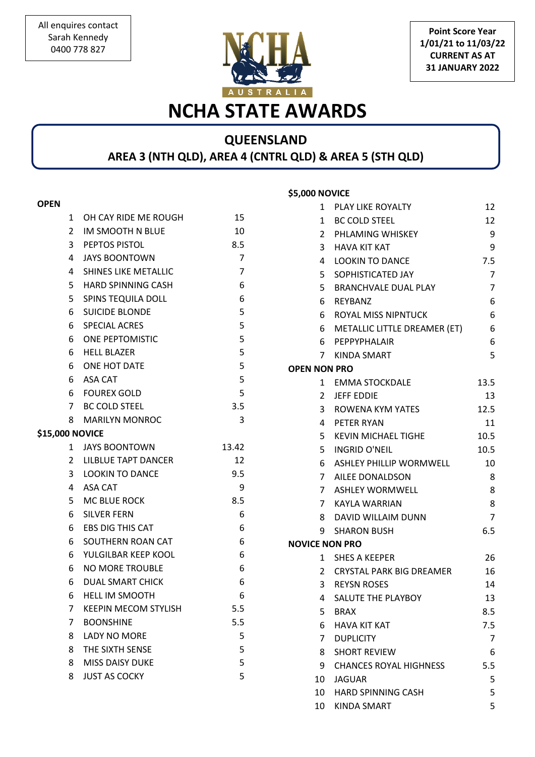All enquires contact
Sarah Kennedy
0400 778 827

**Point Score Year 1/01/21 to 11/03/22 CURRENT AS AT 31 JANUARY 2022**

# NCHA STATE AWARDS

## QUEENSLAND
## AREA 3 (NTH QLD), AREA 4 (CNTRL QLD) & AREA 5 (STH QLD)

### OPEN

| | | |
|---|---|---|
| 1 | OH CAY RIDE ME ROUGH | 15 |
| 2 | IM SMOOTH N BLUE | 10 |
| 3 | PEPTOS PISTOL | 8.5 |
| 4 | JAYS BOONTOWN | 7 |
| 4 | SHINES LIKE METALLIC | 7 |
| 5 | HARD SPINNING CASH | 6 |
| 5 | SPINS TEQUILA DOLL | 6 |
| 6 | SUICIDE BLONDE | 5 |
| 6 | SPECIAL ACRES | 5 |
| 6 | ONE PEPTOMISTIC | 5 |
| 6 | HELL BLAZER | 5 |
| 6 | ONE HOT DATE | 5 |
| 6 | ASA CAT | 5 |
| 6 | FOUREX GOLD | 5 |
| 7 | BC COLD STEEL | 3.5 |
| 8 | MARILYN MONROC | 3 |

### $15,000 NOVICE

| | | |
|---|---|---|
| 1 | JAYS BOONTOWN | 13.42 |
| 2 | LILBLUE TAPT DANCER | 12 |
| 3 | LOOKIN TO DANCE | 9.5 |
| 4 | ASA CAT | 9 |
| 5 | MC BLUE ROCK | 8.5 |
| 6 | SILVER FERN | 6 |
| 6 | EBS DIG THIS CAT | 6 |
| 6 | SOUTHERN ROAN CAT | 6 |
| 6 | YULGILBAR KEEP KOOL | 6 |
| 6 | NO MORE TROUBLE | 6 |
| 6 | DUAL SMART CHICK | 6 |
| 6 | HELL IM SMOOTH | 6 |
| 7 | KEEPIN MECOM STYLISH | 5.5 |
| 7 | BOONSHINE | 5.5 |
| 8 | LADY NO MORE | 5 |
| 8 | THE SIXTH SENSE | 5 |
| 8 | MISS DAISY DUKE | 5 |
| 8 | JUST AS COCKY | 5 |

### $5,000 NOVICE

| | | |
|---|---|---|
| 1 | PLAY LIKE ROYALTY | 12 |
| 1 | BC COLD STEEL | 12 |
| 2 | PHLAMING WHISKEY | 9 |
| 3 | HAVA KIT KAT | 9 |
| 4 | LOOKIN TO DANCE | 7.5 |
| 5 | SOPHISTICATED JAY | 7 |
| 5 | BRANCHVALE DUAL PLAY | 7 |
| 6 | REYBANZ | 6 |
| 6 | ROYAL MISS NIPNTUCK | 6 |
| 6 | METALLIC LITTLE DREAMER (ET) | 6 |
| 6 | PEPPYPHALAIR | 6 |
| 7 | KINDA SMART | 5 |

### OPEN NON PRO

| | | |
|---|---|---|
| 1 | EMMA STOCKDALE | 13.5 |
| 2 | JEFF EDDIE | 13 |
| 3 | ROWENA KYM YATES | 12.5 |
| 4 | PETER RYAN | 11 |
| 5 | KEVIN MICHAEL TIGHE | 10.5 |
| 5 | INGRID O'NEIL | 10.5 |
| 6 | ASHLEY PHILLIP WORMWELL | 10 |
| 7 | AILEE DONALDSON | 8 |
| 7 | ASHLEY WORMWELL | 8 |
| 7 | KAYLA WARRIAN | 8 |
| 8 | DAVID WILLAIM DUNN | 7 |
| 9 | SHARON BUSH | 6.5 |

### NOVICE NON PRO

| | | |
|---|---|---|
| 1 | SHES A KEEPER | 26 |
| 2 | CRYSTAL PARK BIG DREAMER | 16 |
| 3 | REYSN ROSES | 14 |
| 4 | SALUTE THE PLAYBOY | 13 |
| 5 | BRAX | 8.5 |
| 6 | HAVA KIT KAT | 7.5 |
| 7 | DUPLICITY | 7 |
| 8 | SHORT REVIEW | 6 |
| 9 | CHANCES ROYAL HIGHNESS | 5.5 |
| 10 | JAGUAR | 5 |
| 10 | HARD SPINNING CASH | 5 |
| 10 | KINDA SMART | 5 |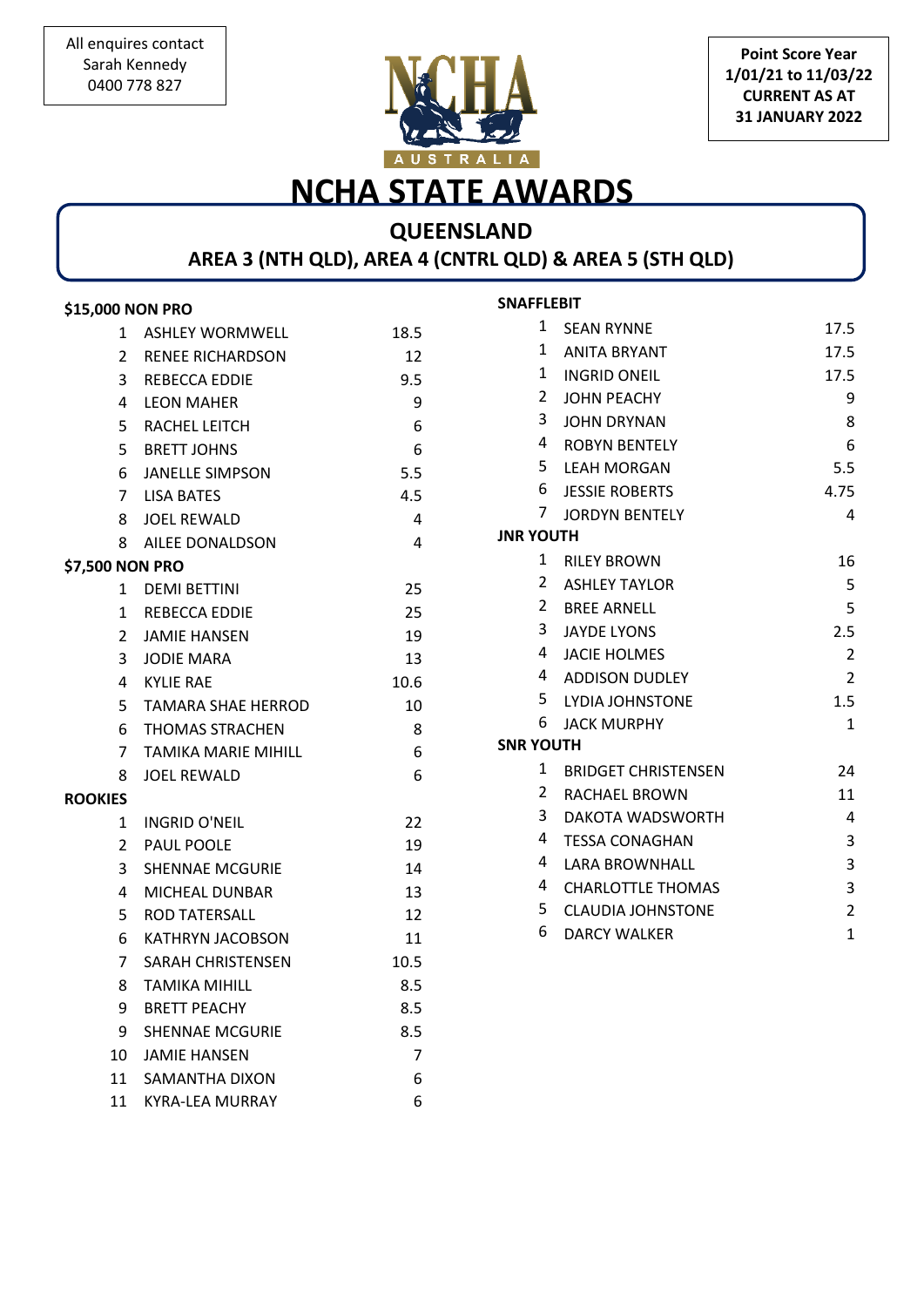All enquires contact
Sarah Kennedy
0400 778 827

**Point Score Year**
**1/01/21 to 11/03/22**
**CURRENT AS AT**
**31 JANUARY 2022**

# NCHA STATE AWARDS

## QUEENSLAND

## AREA 3 (NTH QLD), AREA 4 (CNTRL QLD) & AREA 5 (STH QLD)

**$15,000 NON PRO**

| | | |
|---|---|---|
| 1 | ASHLEY WORMWELL | 18.5 |
| 2 | RENEE RICHARDSON | 12 |
| 3 | REBECCA EDDIE | 9.5 |
| 4 | LEON MAHER | 9 |
| 5 | RACHEL LEITCH | 6 |
| 5 | BRETT JOHNS | 6 |
| 6 | JANELLE SIMPSON | 5.5 |
| 7 | LISA BATES | 4.5 |
| 8 | JOEL REWALD | 4 |
| 8 | AILEE DONALDSON | 4 |

**$7,500 NON PRO**

| | | |
|---|---|---|
| 1 | DEMI BETTINI | 25 |
| 1 | REBECCA EDDIE | 25 |
| 2 | JAMIE HANSEN | 19 |
| 3 | JODIE MARA | 13 |
| 4 | KYLIE RAE | 10.6 |
| 5 | TAMARA SHAE HERROD | 10 |
| 6 | THOMAS STRACHEN | 8 |
| 7 | TAMIKA MARIE MIHILL | 6 |
| 8 | JOEL REWALD | 6 |

**ROOKIES**

| | | |
|---|---|---|
| 1 | INGRID O'NEIL | 22 |
| 2 | PAUL POOLE | 19 |
| 3 | SHENNAE MCGURIE | 14 |
| 4 | MICHEAL DUNBAR | 13 |
| 5 | ROD TATERSALL | 12 |
| 6 | KATHRYN JACOBSON | 11 |
| 7 | SARAH CHRISTENSEN | 10.5 |
| 8 | TAMIKA MIHILL | 8.5 |
| 9 | BRETT PEACHY | 8.5 |
| 9 | SHENNAE MCGURIE | 8.5 |
| 10 | JAMIE HANSEN | 7 |
| 11 | SAMANTHA DIXON | 6 |
| 11 | KYRA-LEA MURRAY | 6 |

**SNAFFLEBIT**

| | | |
|---|---|---|
| 1 | SEAN RYNNE | 17.5 |
| 1 | ANITA BRYANT | 17.5 |
| 1 | INGRID ONEIL | 17.5 |
| 2 | JOHN PEACHY | 9 |
| 3 | JOHN DRYNAN | 8 |
| 4 | ROBYN BENTELY | 6 |
| 5 | LEAH MORGAN | 5.5 |
| 6 | JESSIE ROBERTS | 4.75 |
| 7 | JORDYN BENTELY | 4 |

**JNR YOUTH**

| | | |
|---|---|---|
| 1 | RILEY BROWN | 16 |
| 2 | ASHLEY TAYLOR | 5 |
| 2 | BREE ARNELL | 5 |
| 3 | JAYDE LYONS | 2.5 |
| 4 | JACIE HOLMES | 2 |
| 4 | ADDISON DUDLEY | 2 |
| 5 | LYDIA JOHNSTONE | 1.5 |
| 6 | JACK MURPHY | 1 |

**SNR YOUTH**

| | | |
|---|---|---|
| 1 | BRIDGET CHRISTENSEN | 24 |
| 2 | RACHAEL BROWN | 11 |
| 3 | DAKOTA WADSWORTH | 4 |
| 4 | TESSA CONAGHAN | 3 |
| 4 | LARA BROWNHALL | 3 |
| 4 | CHARLOTTLE THOMAS | 3 |
| 5 | CLAUDIA JOHNSTONE | 2 |
| 6 | DARCY WALKER | 1 |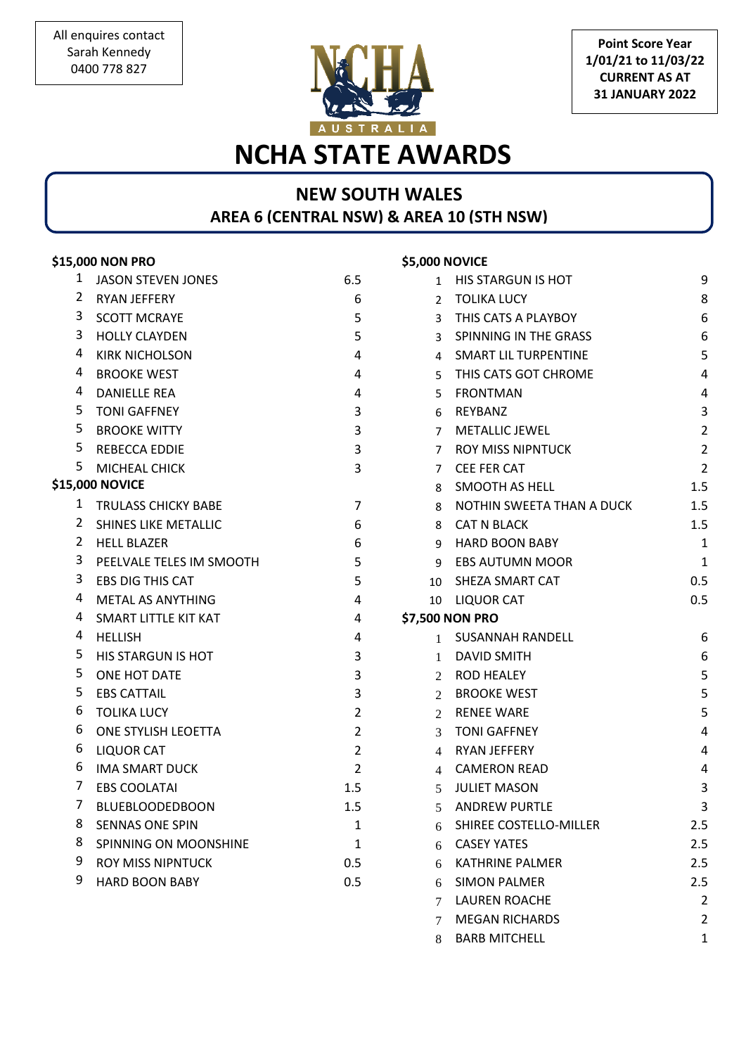All enquires contact
Sarah Kennedy
0400 778 827

**Point Score Year 1/01/21 to 11/03/22 CURRENT AS AT 31 JANUARY 2022**

# NCHA STATE AWARDS

## NEW SOUTH WALES
## AREA 6 (CENTRAL NSW) & AREA 10 (STH NSW)

### $15,000 NON PRO

| | | |
|---|---|---|
| 1 | JASON STEVEN JONES | 6.5 |
| 2 | RYAN JEFFERY | 6 |
| 3 | SCOTT MCRAYE | 5 |
| 3 | HOLLY CLAYDEN | 5 |
| 4 | KIRK NICHOLSON | 4 |
| 4 | BROOKE WEST | 4 |
| 4 | DANIELLE REA | 4 |
| 5 | TONI GAFFNEY | 3 |
| 5 | BROOKE WITTY | 3 |
| 5 | REBECCA EDDIE | 3 |
| 5 | MICHEAL CHICK | 3 |

### $15,000 NOVICE

| | | |
|---|---|---|
| 1 | TRULASS CHICKY BABE | 7 |
| 2 | SHINES LIKE METALLIC | 6 |
| 2 | HELL BLAZER | 6 |
| 3 | PEELVALE TELES IM SMOOTH | 5 |
| 3 | EBS DIG THIS CAT | 5 |
| 4 | METAL AS ANYTHING | 4 |
| 4 | SMART LITTLE KIT KAT | 4 |
| 4 | HELLISH | 4 |
| 5 | HIS STARGUN IS HOT | 3 |
| 5 | ONE HOT DATE | 3 |
| 5 | EBS CATTAIL | 3 |
| 6 | TOLIKA LUCY | 2 |
| 6 | ONE STYLISH LEOETTA | 2 |
| 6 | LIQUOR CAT | 2 |
| 6 | IMA SMART DUCK | 2 |
| 7 | EBS COOLATAI | 1.5 |
| 7 | BLUEBLOODEDBOON | 1.5 |
| 8 | SENNAS ONE SPIN | 1 |
| 8 | SPINNING ON MOONSHINE | 1 |
| 9 | ROY MISS NIPNTUCK | 0.5 |
| 9 | HARD BOON BABY | 0.5 |

### $5,000 NOVICE

| | | |
|---|---|---|
| 1 | HIS STARGUN IS HOT | 9 |
| 2 | TOLIKA LUCY | 8 |
| 3 | THIS CATS A PLAYBOY | 6 |
| 3 | SPINNING IN THE GRASS | 6 |
| 4 | SMART LIL TURPENTINE | 5 |
| 5 | THIS CATS GOT CHROME | 4 |
| 5 | FRONTMAN | 4 |
| 6 | REYBANZ | 3 |
| 7 | METALLIC JEWEL | 2 |
| 7 | ROY MISS NIPNTUCK | 2 |
| 7 | CEE FER CAT | 2 |
| 8 | SMOOTH AS HELL | 1.5 |
| 8 | NOTHIN SWEETA THAN A DUCK | 1.5 |
| 8 | CAT N BLACK | 1.5 |
| 9 | HARD BOON BABY | 1 |
| 9 | EBS AUTUMN MOOR | 1 |
| 10 | SHEZA SMART CAT | 0.5 |
| 10 | LIQUOR CAT | 0.5 |

### $7,500 NON PRO

| | | |
|---|---|---|
| 1 | SUSANNAH RANDELL | 6 |
| 1 | DAVID SMITH | 6 |
| 2 | ROD HEALEY | 5 |
| 2 | BROOKE WEST | 5 |
| 2 | RENEE WARE | 5 |
| 3 | TONI GAFFNEY | 4 |
| 4 | RYAN JEFFERY | 4 |
| 4 | CAMERON READ | 4 |
| 5 | JULIET MASON | 3 |
| 5 | ANDREW PURTLE | 3 |
| 6 | SHIREE COSTELLO-MILLER | 2.5 |
| 6 | CASEY YATES | 2.5 |
| 6 | KATHRINE PALMER | 2.5 |
| 6 | SIMON PALMER | 2.5 |
| 7 | LAUREN ROACHE | 2 |
| 7 | MEGAN RICHARDS | 2 |
| 8 | BARB MITCHELL | 1 |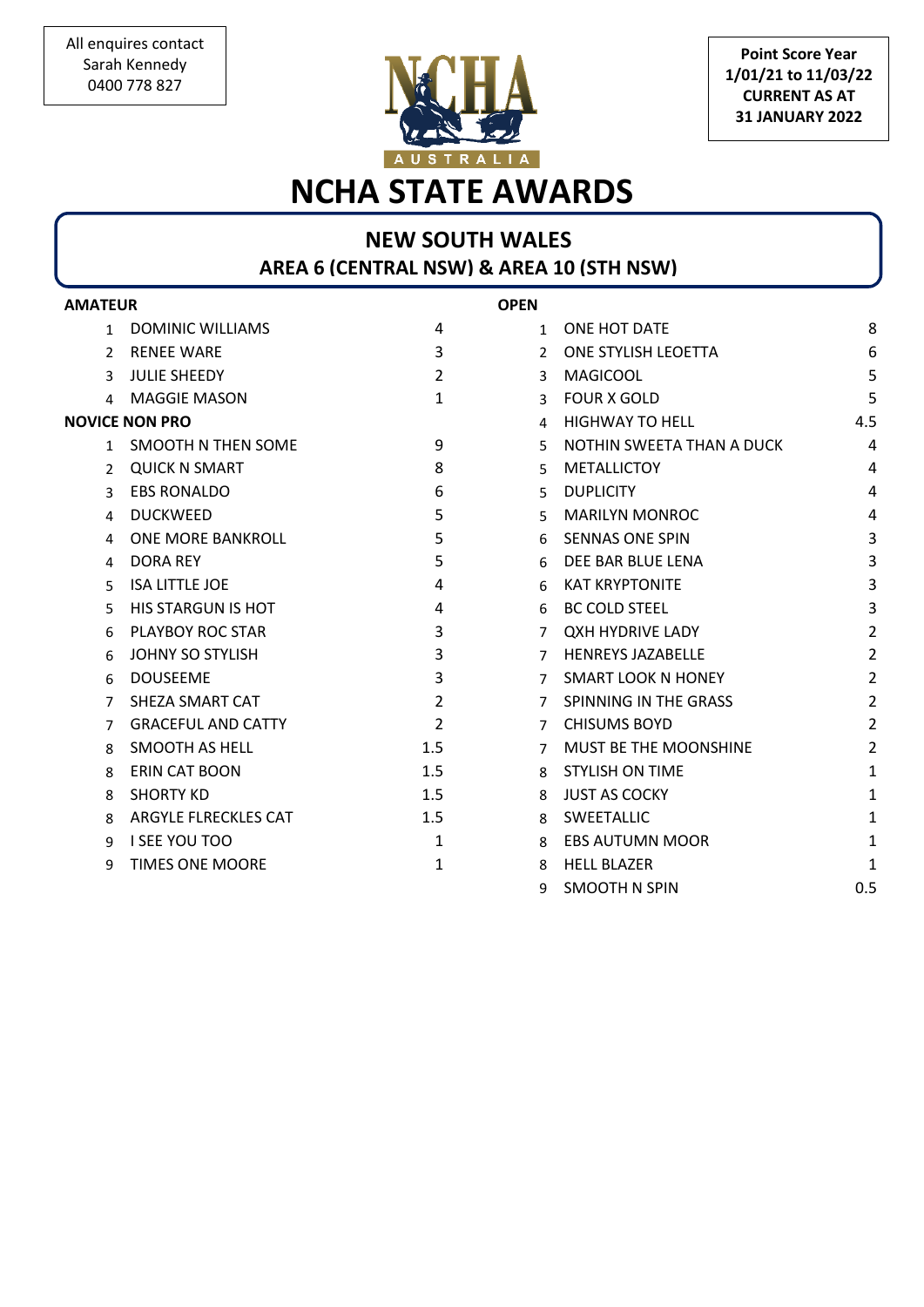All enquires contact
Sarah Kennedy
0400 778 827

**Point Score Year**
**1/01/21 to 11/03/22**
**CURRENT AS AT**
**31 JANUARY 2022**

# NCHA STATE AWARDS

## NEW SOUTH WALES
### AREA 6 (CENTRAL NSW) & AREA 10 (STH NSW)

**AMATEUR**

| | | |
|---|---|---|
| 1 | DOMINIC WILLIAMS | 4 |
| 2 | RENEE WARE | 3 |
| 3 | JULIE SHEEDY | 2 |
| 4 | MAGGIE MASON | 1 |

**NOVICE NON PRO**

| | | |
|---|---|---|
| 1 | SMOOTH N THEN SOME | 9 |
| 2 | QUICK N SMART | 8 |
| 3 | EBS RONALDO | 6 |
| 4 | DUCKWEED | 5 |
| 4 | ONE MORE BANKROLL | 5 |
| 4 | DORA REY | 5 |
| 5 | ISA LITTLE JOE | 4 |
| 5 | HIS STARGUN IS HOT | 4 |
| 6 | PLAYBOY ROC STAR | 3 |
| 6 | JOHNY SO STYLISH | 3 |
| 6 | DOUSEEME | 3 |
| 7 | SHEZA SMART CAT | 2 |
| 7 | GRACEFUL AND CATTY | 2 |
| 8 | SMOOTH AS HELL | 1.5 |
| 8 | ERIN CAT BOON | 1.5 |
| 8 | SHORTY KD | 1.5 |
| 8 | ARGYLE FLRECKLES CAT | 1.5 |
| 9 | I SEE YOU TOO | 1 |
| 9 | TIMES ONE MOORE | 1 |

**OPEN**

| | | |
|---|---|---|
| 1 | ONE HOT DATE | 8 |
| 2 | ONE STYLISH LEOETTA | 6 |
| 3 | MAGICOOL | 5 |
| 3 | FOUR X GOLD | 5 |
| 4 | HIGHWAY TO HELL | 4.5 |
| 5 | NOTHIN SWEETA THAN A DUCK | 4 |
| 5 | METALLICTOY | 4 |
| 5 | DUPLICITY | 4 |
| 5 | MARILYN MONROC | 4 |
| 6 | SENNAS ONE SPIN | 3 |
| 6 | DEE BAR BLUE LENA | 3 |
| 6 | KAT KRYPTONITE | 3 |
| 6 | BC COLD STEEL | 3 |
| 7 | QXH HYDRIVE LADY | 2 |
| 7 | HENREYS JAZABELLE | 2 |
| 7 | SMART LOOK N HONEY | 2 |
| 7 | SPINNING IN THE GRASS | 2 |
| 7 | CHISUMS BOYD | 2 |
| 7 | MUST BE THE MOONSHINE | 2 |
| 8 | STYLISH ON TIME | 1 |
| 8 | JUST AS COCKY | 1 |
| 8 | SWEETALLIC | 1 |
| 8 | EBS AUTUMN MOOR | 1 |
| 8 | HELL BLAZER | 1 |
| 9 | SMOOTH N SPIN | 0.5 |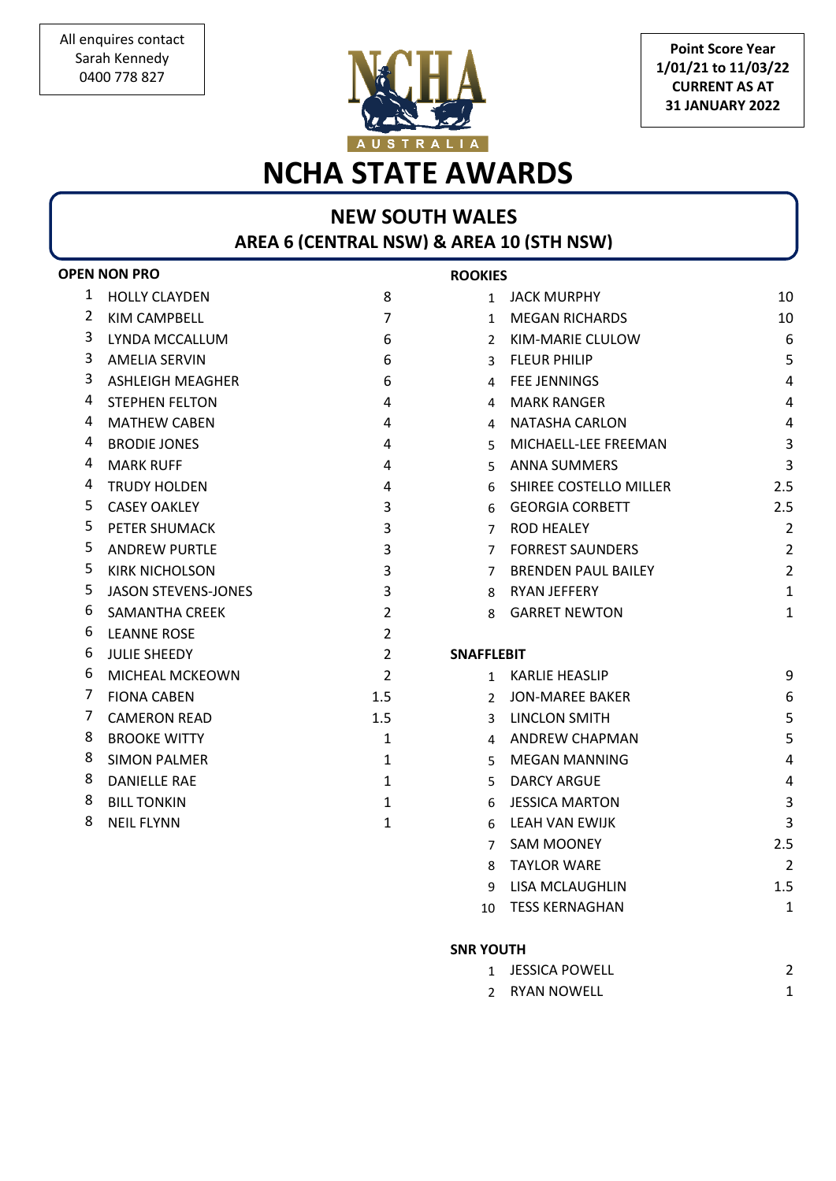All enquires contact
Sarah Kennedy
0400 778 827

**Point Score Year**
**1/01/21 to 11/03/22**
**CURRENT AS AT**
**31 JANUARY 2022**

# NCHA STATE AWARDS

## NEW SOUTH WALES
### AREA 6 (CENTRAL NSW) & AREA 10 (STH NSW)

**OPEN NON PRO**

| | | |
|---|---|---|
| 1 | HOLLY CLAYDEN | 8 |
| 2 | KIM CAMPBELL | 7 |
| 3 | LYNDA MCCALLUM | 6 |
| 3 | AMELIA SERVIN | 6 |
| 3 | ASHLEIGH MEAGHER | 6 |
| 4 | STEPHEN FELTON | 4 |
| 4 | MATHEW CABEN | 4 |
| 4 | BRODIE JONES | 4 |
| 4 | MARK RUFF | 4 |
| 4 | TRUDY HOLDEN | 4 |
| 5 | CASEY OAKLEY | 3 |
| 5 | PETER SHUMACK | 3 |
| 5 | ANDREW PURTLE | 3 |
| 5 | KIRK NICHOLSON | 3 |
| 5 | JASON STEVENS-JONES | 3 |
| 6 | SAMANTHA CREEK | 2 |
| 6 | LEANNE ROSE | 2 |
| 6 | JULIE SHEEDY | 2 |
| 6 | MICHEAL MCKEOWN | 2 |
| 7 | FIONA CABEN | 1.5 |
| 7 | CAMERON READ | 1.5 |
| 8 | BROOKE WITTY | 1 |
| 8 | SIMON PALMER | 1 |
| 8 | DANIELLE RAE | 1 |
| 8 | BILL TONKIN | 1 |
| 8 | NEIL FLYNN | 1 |

**ROOKIES**

| | | |
|---|---|---|
| 1 | JACK MURPHY | 10 |
| 1 | MEGAN RICHARDS | 10 |
| 2 | KIM-MARIE CLULOW | 6 |
| 3 | FLEUR PHILIP | 5 |
| 4 | FEE JENNINGS | 4 |
| 4 | MARK RANGER | 4 |
| 4 | NATASHA CARLON | 4 |
| 5 | MICHAELL-LEE FREEMAN | 3 |
| 5 | ANNA SUMMERS | 3 |
| 6 | SHIREE COSTELLO MILLER | 2.5 |
| 6 | GEORGIA CORBETT | 2.5 |
| 7 | ROD HEALEY | 2 |
| 7 | FORREST SAUNDERS | 2 |
| 7 | BRENDEN PAUL BAILEY | 2 |
| 8 | RYAN JEFFERY | 1 |
| 8 | GARRET NEWTON | 1 |

**SNAFFLEBIT**

| | | |
|---|---|---|
| 1 | KARLIE HEASLIP | 9 |
| 2 | JON-MAREE BAKER | 6 |
| 3 | LINCLON SMITH | 5 |
| 4 | ANDREW CHAPMAN | 5 |
| 5 | MEGAN MANNING | 4 |
| 5 | DARCY ARGUE | 4 |
| 6 | JESSICA MARTON | 3 |
| 6 | LEAH VAN EWIJK | 3 |
| 7 | SAM MOONEY | 2.5 |
| 8 | TAYLOR WARE | 2 |
| 9 | LISA MCLAUGHLIN | 1.5 |
| 10 | TESS KERNAGHAN | 1 |

**SNR YOUTH**

| | | |
|---|---|---|
| 1 | JESSICA POWELL | 2 |
| 2 | RYAN NOWELL | 1 |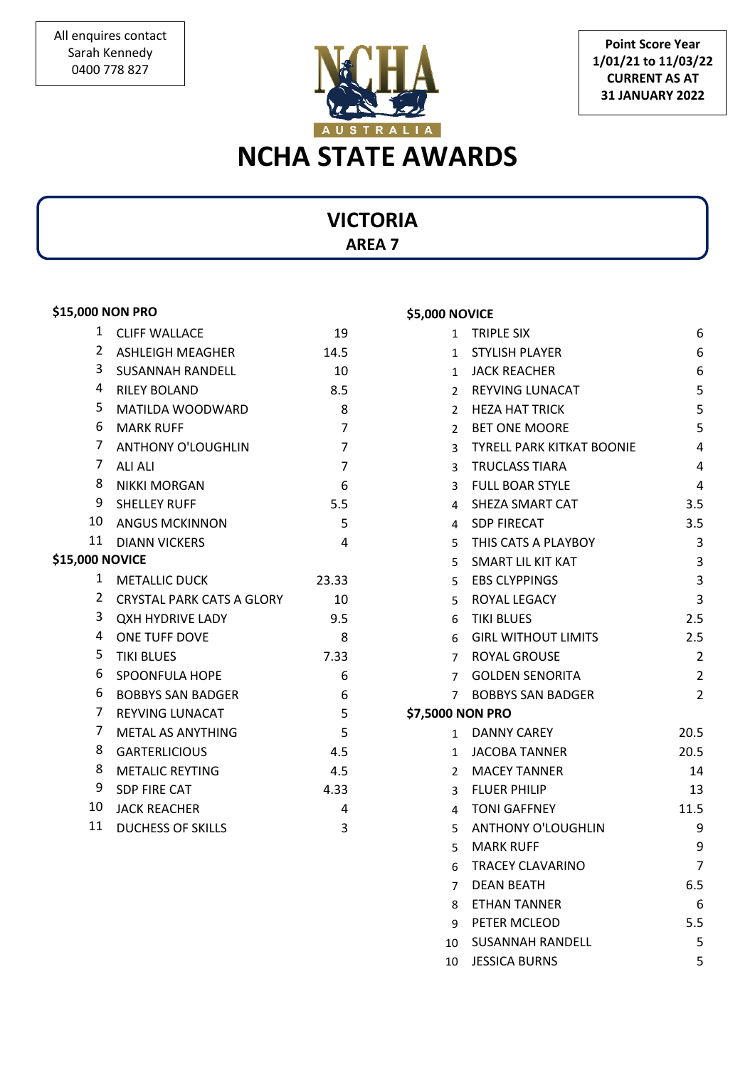All enquires contact
Sarah Kennedy
0400 778 827

**Point Score Year
1/01/21 to 11/03/22
CURRENT AS AT
31 JANUARY 2022**

# NCHA STATE AWARDS

## VICTORIA
### AREA 7

**$15,000 NON PRO**

| | | |
|---|---|---|
| 1 | CLIFF WALLACE | 19 |
| 2 | ASHLEIGH MEAGHER | 14.5 |
| 3 | SUSANNAH RANDELL | 10 |
| 4 | RILEY BOLAND | 8.5 |
| 5 | MATILDA WOODWARD | 8 |
| 6 | MARK RUFF | 7 |
| 7 | ANTHONY O'LOUGHLIN | 7 |
| 7 | ALI ALI | 7 |
| 8 | NIKKI MORGAN | 6 |
| 9 | SHELLEY RUFF | 5.5 |
| 10 | ANGUS MCKINNON | 5 |
| 11 | DIANN VICKERS | 4 |

**$15,000 NOVICE**

| | | |
|---|---|---|
| 1 | METALLIC DUCK | 23.33 |
| 2 | CRYSTAL PARK CATS A GLORY | 10 |
| 3 | QXH HYDRIVE LADY | 9.5 |
| 4 | ONE TUFF DOVE | 8 |
| 5 | TIKI BLUES | 7.33 |
| 6 | SPOONFULA HOPE | 6 |
| 6 | BOBBYS SAN BADGER | 6 |
| 7 | REYVING LUNACAT | 5 |
| 7 | METAL AS ANYTHING | 5 |
| 8 | GARTERLICIOUS | 4.5 |
| 8 | METALIC REYTING | 4.5 |
| 9 | SDP FIRE CAT | 4.33 |
| 10 | JACK REACHER | 4 |
| 11 | DUCHESS OF SKILLS | 3 |

**$5,000 NOVICE**

| | | |
|---|---|---|
| 1 | TRIPLE SIX | 6 |
| 1 | STYLISH PLAYER | 6 |
| 1 | JACK REACHER | 6 |
| 2 | REYVING LUNACAT | 5 |
| 2 | HEZA HAT TRICK | 5 |
| 2 | BET ONE MOORE | 5 |
| 3 | TYRELL PARK KITKAT BOONIE | 4 |
| 3 | TRUCLASS TIARA | 4 |
| 3 | FULL BOAR STYLE | 4 |
| 4 | SHEZA SMART CAT | 3.5 |
| 4 | SDP FIRECAT | 3.5 |
| 5 | THIS CATS A PLAYBOY | 3 |
| 5 | SMART LIL KIT KAT | 3 |
| 5 | EBS CLYPPINGS | 3 |
| 5 | ROYAL LEGACY | 3 |
| 6 | TIKI BLUES | 2.5 |
| 6 | GIRL WITHOUT LIMITS | 2.5 |
| 7 | ROYAL GROUSE | 2 |
| 7 | GOLDEN SENORITA | 2 |
| 7 | BOBBYS SAN BADGER | 2 |

**$7,5000 NON PRO**

| | | |
|---|---|---|
| 1 | DANNY CAREY | 20.5 |
| 1 | JACOBA TANNER | 20.5 |
| 2 | MACEY TANNER | 14 |
| 3 | FLUER PHILIP | 13 |
| 4 | TONI GAFFNEY | 11.5 |
| 5 | ANTHONY O'LOUGHLIN | 9 |
| 5 | MARK RUFF | 9 |
| 6 | TRACEY CLAVARINO | 7 |
| 7 | DEAN BEATH | 6.5 |
| 8 | ETHAN TANNER | 6 |
| 9 | PETER MCLEOD | 5.5 |
| 10 | SUSANNAH RANDELL | 5 |
| 10 | JESSICA BURNS | 5 |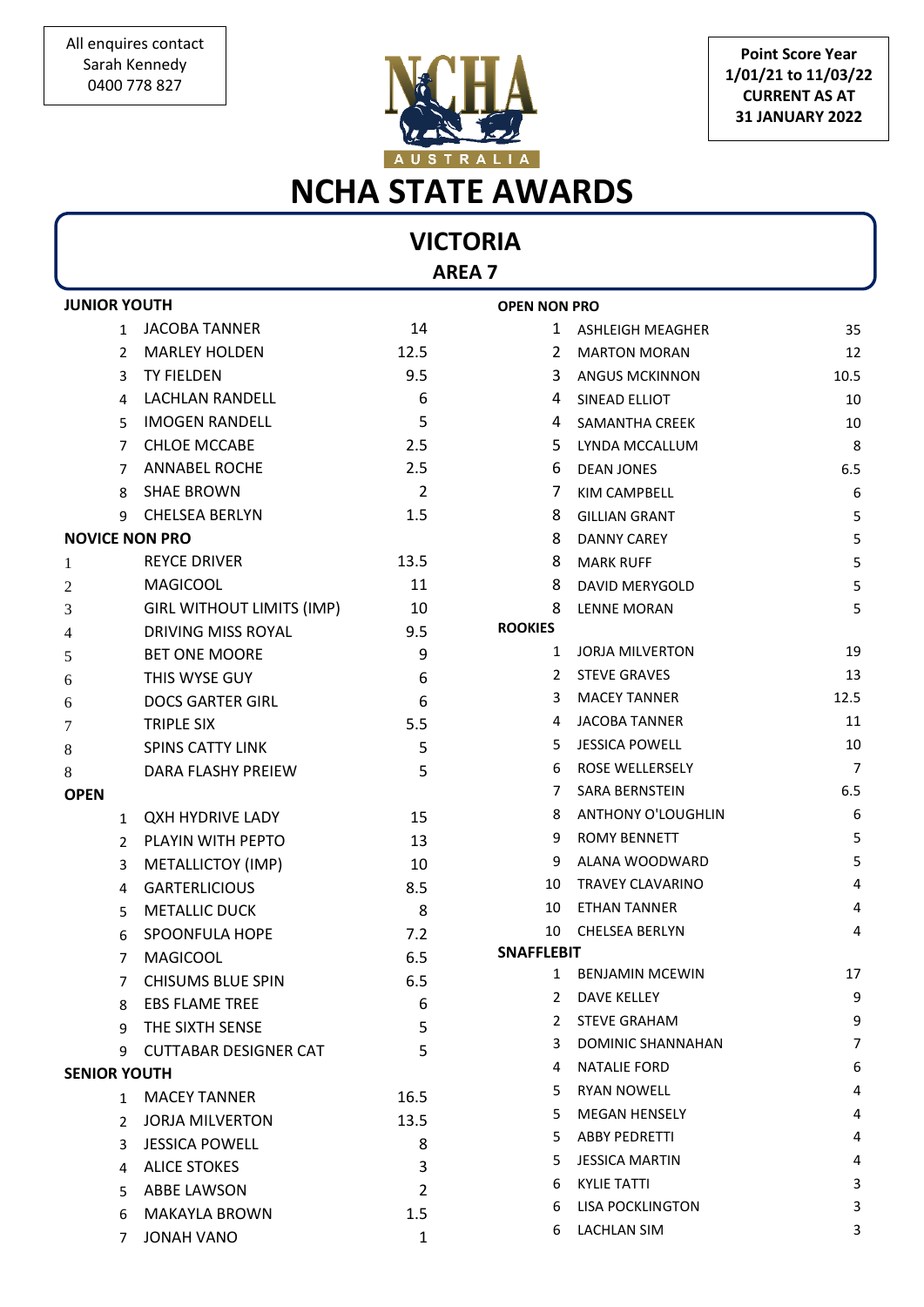All enquires contact
Sarah Kennedy
0400 778 827

**Point Score Year**
**1/01/21 to 11/03/22**
**CURRENT AS AT**
**31 JANUARY 2022**

# NCHA STATE AWARDS

## VICTORIA

### AREA 7

**JUNIOR YOUTH**

| | | |
|---|---|---|
| 1 | JACOBA TANNER | 14 |
| 2 | MARLEY HOLDEN | 12.5 |
| 3 | TY FIELDEN | 9.5 |
| 4 | LACHLAN RANDELL | 6 |
| 5 | IMOGEN RANDELL | 5 |
| 7 | CHLOE MCCABE | 2.5 |
| 7 | ANNABEL ROCHE | 2.5 |
| 8 | SHAE BROWN | 2 |
| 9 | CHELSEA BERLYN | 1.5 |

**NOVICE NON PRO**

| | | |
|---|---|---|
| 1 | REYCE DRIVER | 13.5 |
| 2 | MAGICOOL | 11 |
| 3 | GIRL WITHOUT LIMITS (IMP) | 10 |
| 4 | DRIVING MISS ROYAL | 9.5 |
| 5 | BET ONE MOORE | 9 |
| 6 | THIS WYSE GUY | 6 |
| 6 | DOCS GARTER GIRL | 6 |
| 7 | TRIPLE SIX | 5.5 |
| 8 | SPINS CATTY LINK | 5 |
| 8 | DARA FLASHY PREIEW | 5 |

**OPEN**

| | | |
|---|---|---|
| 1 | QXH HYDRIVE LADY | 15 |
| 2 | PLAYIN WITH PEPTO | 13 |
| 3 | METALLICTOY (IMP) | 10 |
| 4 | GARTERLICIOUS | 8.5 |
| 5 | METALLIC DUCK | 8 |
| 6 | SPOONFULA HOPE | 7.2 |
| 7 | MAGICOOL | 6.5 |
| 7 | CHISUMS BLUE SPIN | 6.5 |
| 8 | EBS FLAME TREE | 6 |
| 9 | THE SIXTH SENSE | 5 |
| 9 | CUTTABAR DESIGNER CAT | 5 |

**SENIOR YOUTH**

| | | |
|---|---|---|
| 1 | MACEY TANNER | 16.5 |
| 2 | JORJA MILVERTON | 13.5 |
| 3 | JESSICA POWELL | 8 |
| 4 | ALICE STOKES | 3 |
| 5 | ABBE LAWSON | 2 |
| 6 | MAKAYLA BROWN | 1.5 |
| 7 | JONAH VANO | 1 |

**OPEN NON PRO**

| | | |
|---|---|---|
| 1 | ASHLEIGH MEAGHER | 35 |
| 2 | MARTON MORAN | 12 |
| 3 | ANGUS MCKINNON | 10.5 |
| 4 | SINEAD ELLIOT | 10 |
| 4 | SAMANTHA CREEK | 10 |
| 5 | LYNDA MCCALLUM | 8 |
| 6 | DEAN JONES | 6.5 |
| 7 | KIM CAMPBELL | 6 |
| 8 | GILLIAN GRANT | 5 |
| 8 | DANNY CAREY | 5 |
| 8 | MARK RUFF | 5 |
| 8 | DAVID MERYGOLD | 5 |
| 8 | LENNE MORAN | 5 |

**ROOKIES**

| | | |
|---|---|---|
| 1 | JORJA MILVERTON | 19 |
| 2 | STEVE GRAVES | 13 |
| 3 | MACEY TANNER | 12.5 |
| 4 | JACOBA TANNER | 11 |
| 5 | JESSICA POWELL | 10 |
| 6 | ROSE WELLERSELY | 7 |
| 7 | SARA BERNSTEIN | 6.5 |
| 8 | ANTHONY O'LOUGHLIN | 6 |
| 9 | ROMY BENNETT | 5 |
| 9 | ALANA WOODWARD | 5 |
| 10 | TRAVEY CLAVARINO | 4 |
| 10 | ETHAN TANNER | 4 |
| 10 | CHELSEA BERLYN | 4 |

**SNAFFLEBIT**

| | | |
|---|---|---|
| 1 | BENJAMIN MCEWIN | 17 |
| 2 | DAVE KELLEY | 9 |
| 2 | STEVE GRAHAM | 9 |
| 3 | DOMINIC SHANNAHAN | 7 |
| 4 | NATALIE FORD | 6 |
| 5 | RYAN NOWELL | 4 |
| 5 | MEGAN HENSELY | 4 |
| 5 | ABBY PEDRETTI | 4 |
| 5 | JESSICA MARTIN | 4 |
| 6 | KYLIE TATTI | 3 |
| 6 | LISA POCKLINGTON | 3 |
| 6 | LACHLAN SIM | 3 |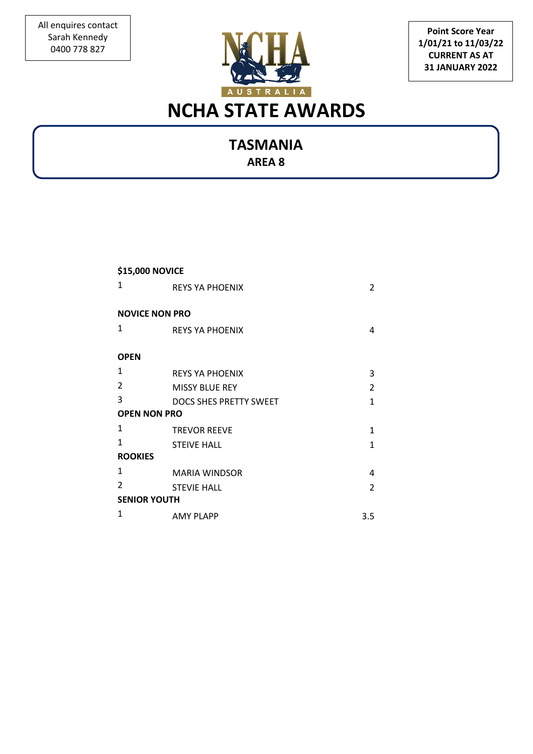All enquires contact
Sarah Kennedy
0400 778 827

**Point Score Year**
**1/01/21 to 11/03/22**
**CURRENT AS AT**
**31 JANUARY 2022**

# NCHA STATE AWARDS

## TASMANIA
### AREA 8

**$15,000 NOVICE**

| | | |
|---|---|---|
| 1 | REYS YA PHOENIX | 2 |

**NOVICE NON PRO**

| | | |
|---|---|---|
| 1 | REYS YA PHOENIX | 4 |

**OPEN**

| | | |
|---|---|---|
| 1 | REYS YA PHOENIX | 3 |
| 2 | MISSY BLUE REY | 2 |
| 3 | DOCS SHES PRETTY SWEET | 1 |

**OPEN NON PRO**

| | | |
|---|---|---|
| 1 | TREVOR REEVE | 1 |
| 1 | STEIVE HALL | 1 |

**ROOKIES**

| | | |
|---|---|---|
| 1 | MARIA WINDSOR | 4 |
| 2 | STEVIE HALL | 2 |

**SENIOR YOUTH**

| | | |
|---|---|---|
| 1 | AMY PLAPP | 3.5 |